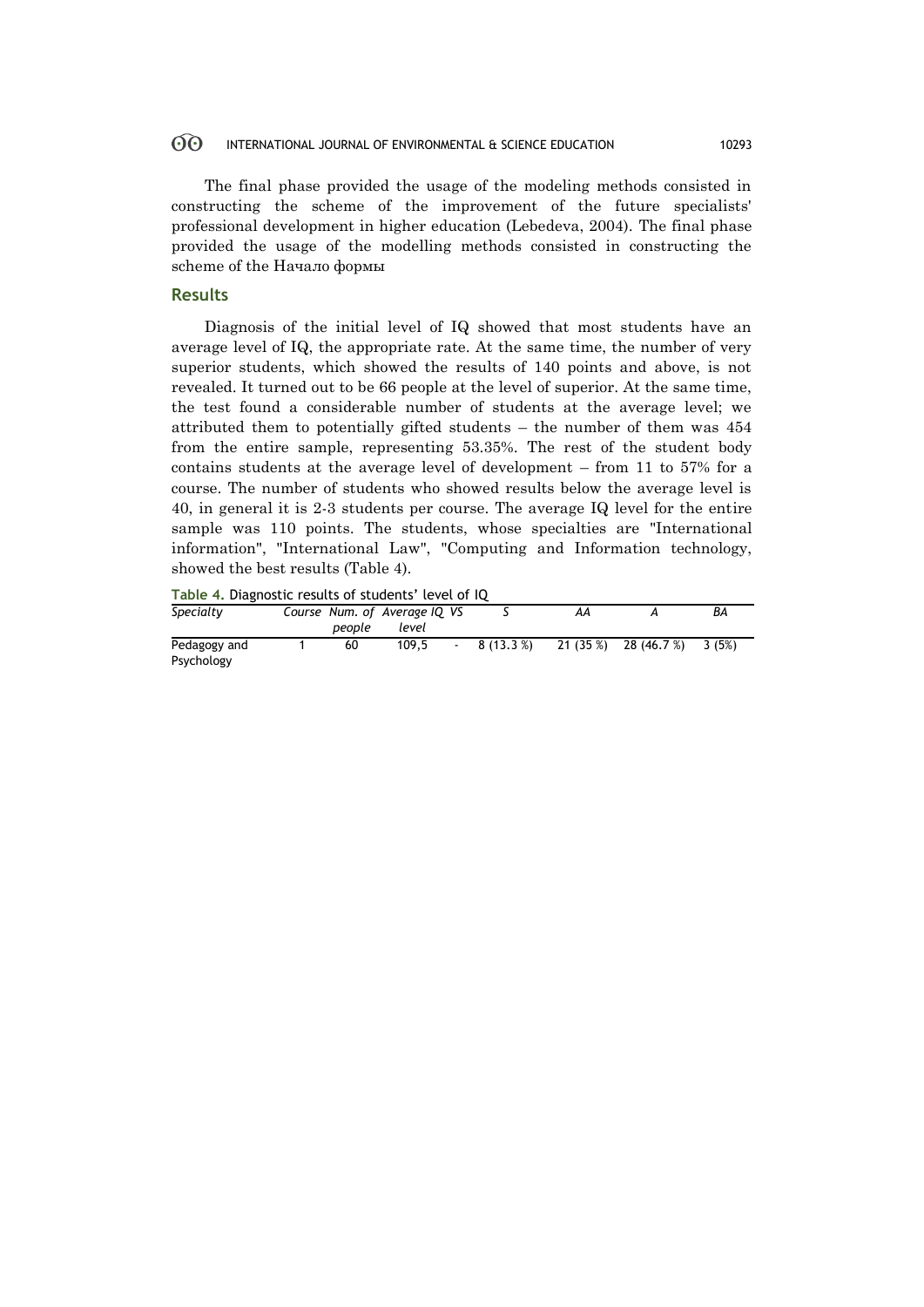The final phase provided the usage of the modeling methods consisted in constructing the scheme of the improvement of the future specialists' professional development in higher education (Lebedeva, 2004). The final phase provided the usage of the modelling methods consisted in constructing the scheme of the Начало формы

## Results

Diagnosis of the initial level of IQ showed that most students have an average level of IQ, the appropriate rate. At the same time, the number of very superior students, which showed the results of 140 points and above, is not revealed. It turned out to be 66 people at the level of superior. At the same time, the test found a considerable number of students at the average level; we attributed them to potentially gifted students – the number of them was 454 from the entire sample, representing 53.35%. The rest of the student body contains students at the average level of development – from 11 to 57% for a course. The number of students who showed results below the average level is 40, in general it is 2-3 students per course. The average IQ level for the entire sample was 110 points. The students, whose specialties are "International information", "International Law", "Computing and Information technology, showed the best results (Table 4).

**Table 4.** Diagnostic results of students' level of IQ

| *Specialty* | *Course* | *Num. of people* | *Average IQ level* | *VS* | *S* | *AA* | *A* | *BA* |
|---|---|---|---|---|---|---|---|---|
| Pedagogy and Psychology | 1 | 60 | 109,5 | - | 8 (13.3 %) | 21 (35 %) | 28 (46.7 %) | 3 (5%) |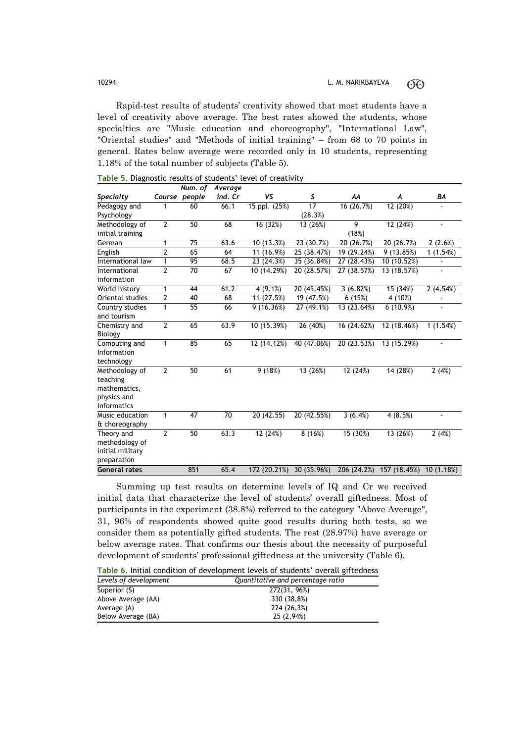Rapid-test results of students' creativity showed that most students have a level of creativity above average. The best rates showed the students, whose specialties are "Music education and choreography", "International Law", "Oriental studies" and "Methods of initial training" – from 68 to 70 points in general. Rates below average were recorded only in 10 students, representing 1.18% of the total number of subjects (Table 5).

**Table 5.** Diagnostic results of students' level of creativity

| *Specialty* | *Course* | *Num. of people* | *Average ind. Cr* | *VS* | *S* | *AA* | *A* | *BA* |
|---|---|---|---|---|---|---|---|---|
| Pedagogy and Psychology | 1 | 60 | 66.1 | 15 ppl. (25%) | 17 (28.3%) | 16 (26.7%) | 12 (20%) | - |
| Methodology of initial training | 2 | 50 | 68 | 16 (32%) | 13 (26%) | 9 (18%) | 12 (24%) | - |
| German | 1 | 75 | 63.6 | 10 (13.3%) | 23 (30.7%) | 20 (26.7%) | 20 (26.7%) | 2 (2.6%) |
| English | 2 | 65 | 64 | 11 (16.9%) | 25 (38.47%) | 19 (29.24%) | 9 (13.85%) | 1 (1.54%) |
| International law | 1 | 95 | 68.5 | 23 (24.3%) | 35 (36.84%) | 27 (28.43%) | 10 (10.52%) | - |
| International information | 2 | 70 | 67 | 10 (14.29%) | 20 (28.57%) | 27 (38.57%) | 13 (18.57%) | - |
| World history | 1 | 44 | 61.2 | 4 (9.1%) | 20 (45.45%) | 3 (6.82%) | 15 (34%) | 2 (4.54%) |
| Oriental studies | 2 | 40 | 68 | 11 (27.5%) | 19 (47.5%) | 6 (15%) | 4 (10%) | - |
| Country studies and tourism | 1 | 55 | 66 | 9 (16.36%) | 27 (49.1%) | 13 (23.64%) | 6 (10.9%) | - |
| Chemistry and Biology | 2 | 65 | 63.9 | 10 (15.39%) | 26 (40%) | 16 (24.62%) | 12 (18.46%) | 1 (1.54%) |
| Computing and Information technology | 1 | 85 | 65 | 12 (14.12%) | 40 (47.06%) | 20 (23.53%) | 13 (15.29%) | - |
| Methodology of teaching mathematics, physics and informatics | 2 | 50 | 61 | 9 (18%) | 13 (26%) | 12 (24%) | 14 (28%) | 2 (4%) |
| Music education & choreography | 1 | 47 | 70 | 20 (42.55) | 20 (42.55%) | 3 (6.4%) | 4 (8.5%) | - |
| Theory and methodology of initial military preparation | 2 | 50 | 63.3 | 12 (24%) | 8 (16%) | 15 (30%) | 13 (26%) | 2 (4%) |
| **General rates** | | 851 | 65.4 | 172 (20.21%) | 30 (35.96%) | 206 (24.2%) | 157 (18.45%) | 10 (1.18%) |

Summing up test results on determine levels of IQ and Cr we received initial data that characterize the level of students' overall giftedness. Most of participants in the experiment (38.8%) referred to the category "Above Average", 31, 96% of respondents showed quite good results during both tests, so we consider them as potentially gifted students. The rest (28.97%) have average or below average rates. That confirms our thesis about the necessity of purposeful development of students' professional giftedness at the university (Table 6).

**Table 6.** Initial condition of development levels of students' overall giftedness

| *Levels of development* | *Quantitative and percentage ratio* |
|---|---|
| Superior (S) | 272(31, 96%) |
| Above Average (AA) | 330 (38,8%) |
| Average (A) | 224 (26,3%) |
| Below Average (BA) | 25 (2,94%) |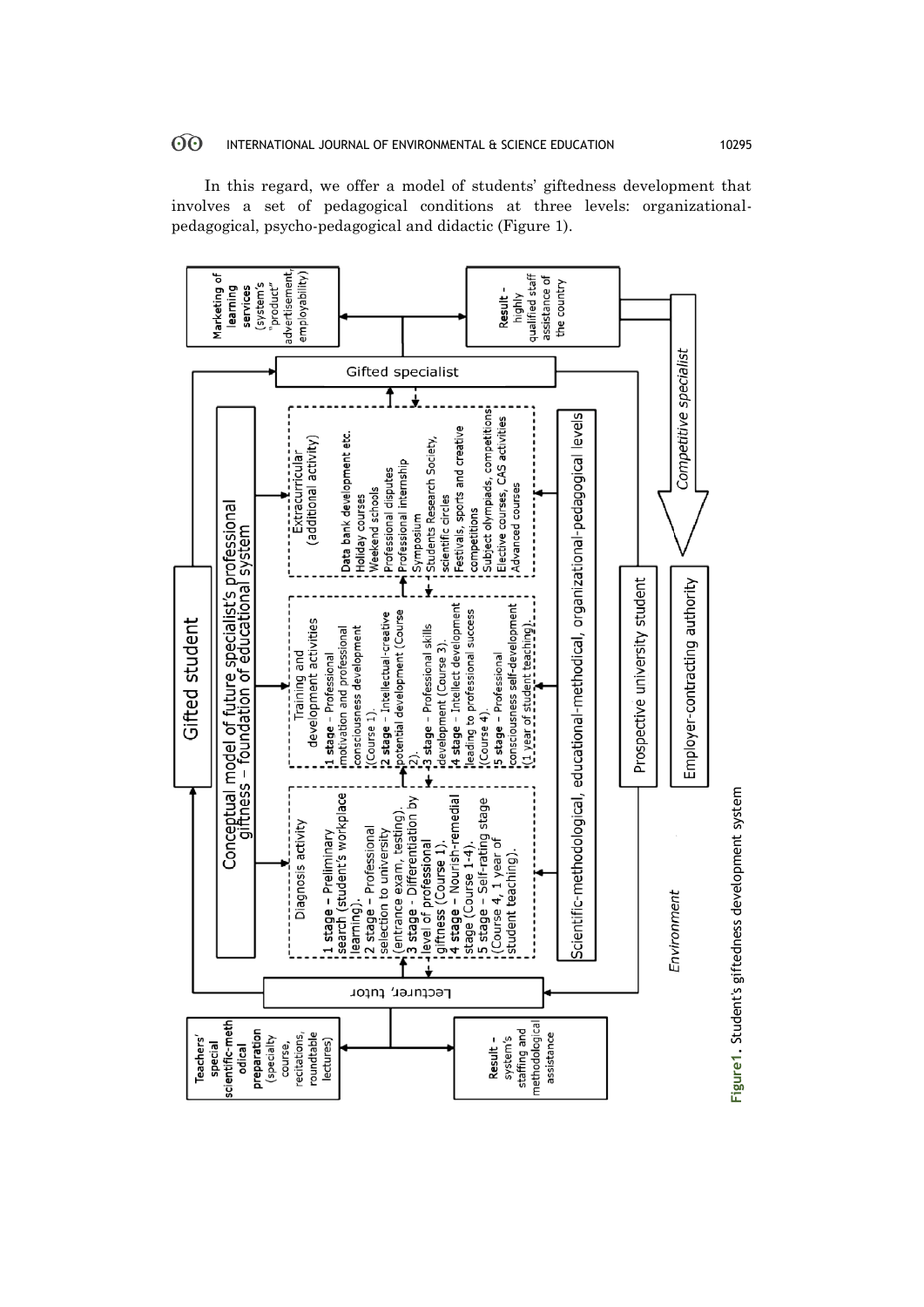In this regard, we offer a model of students' giftedness development that involves a set of pedagogical conditions at three levels: organizational-pedagogical, psycho-pedagogical and didactic (Figure 1).

Gifted student

Conceptual model of future specialist's professional giftness – foundation of educational system

Diagnosis activity

1 stage – Preliminary search (student's workplace learning).
2 stage – Professional selection to university (entrance exam, testing).
3 stage - Differentiation by level of professional giftness (Course 1).
4 stage – Nourish-remedial stage (Course 1-4).
5 stage – Self-rating stage (Course 4, 1 year of student teaching).

Training and development activities

1 stage – Professional motivation and professional consciousness development (Course 1).
2 stage – Intellectual-creative potential development (Course 2).
3 stage – Professional skills development (Course 3).
4 stage – Intellect development leading to professional success (Course 4).
5 stage – Professional consciousness self-development (1 year of student teaching).

Extracurricular (additional activity)

Data bank development etc.
Holiday courses
Weekend schools
Professional disputes
Professional internship
Symposium
Students Research Society, scientific circles
Festivals, sports and creative competitions
Subject olympiads, competitions
Elective courses, CAS activities
Advanced courses

Scientific-methodological, educational-methodical, organizational-pedagogical levels

Lecturer, tutor

Teachers' special scientific-methodical preparation (specialty course, recitations, roundtable lectures)

Result – system's staffing and methodological assistance

Gifted specialist

Marketing of learning services (system's "product" advertisement, employability)

Result – highly qualified staff assistance of the country

Prospective university student

Employer-contracting authority

Competitive specialist

Environment

**Figure 1.** Student's giftedness development system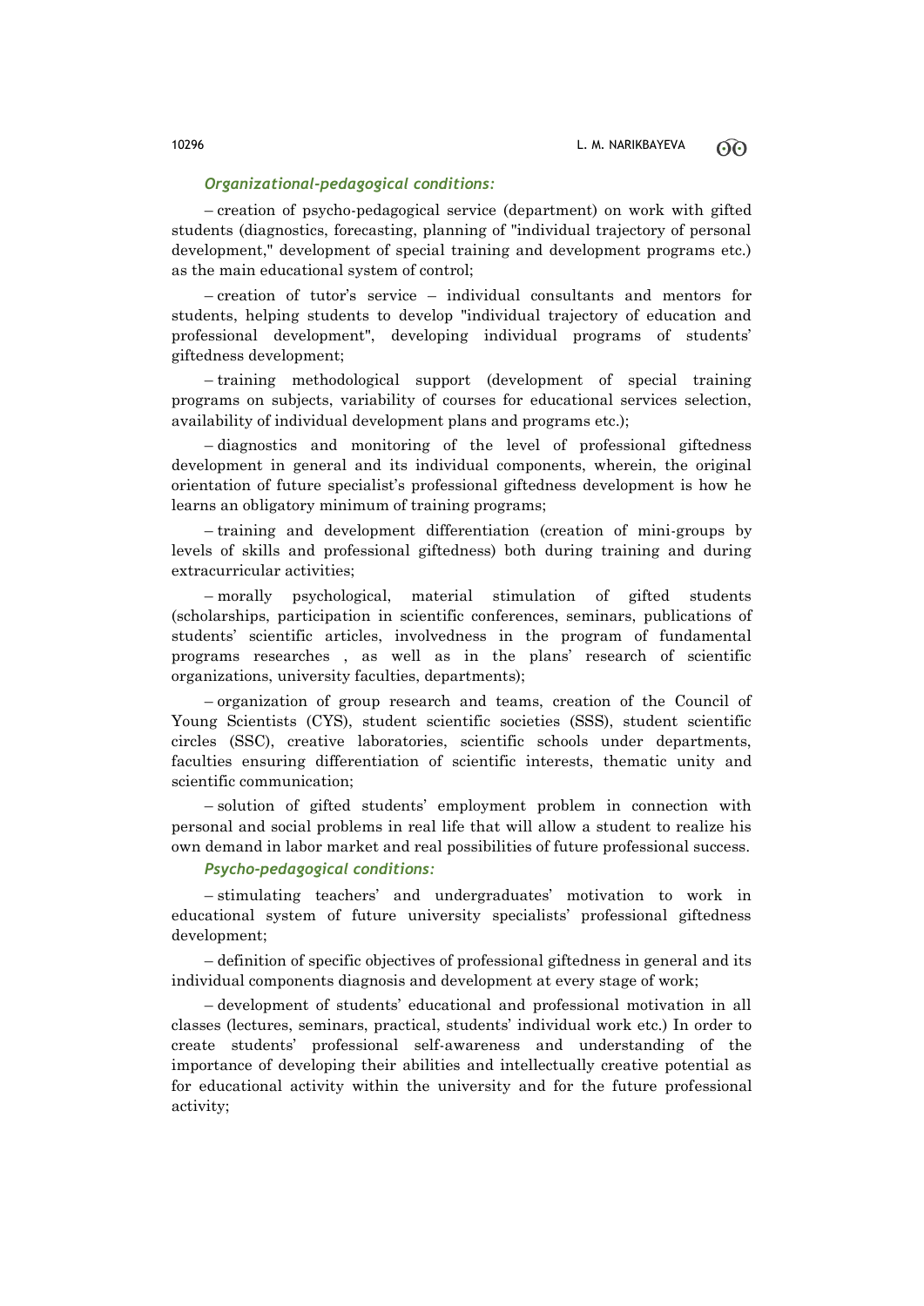***Organizational-pedagogical conditions:***

– creation of psycho-pedagogical service (department) on work with gifted students (diagnostics, forecasting, planning of "individual trajectory of personal development," development of special training and development programs etc.) as the main educational system of control;

– creation of tutor's service – individual consultants and mentors for students, helping students to develop "individual trajectory of education and professional development", developing individual programs of students' giftedness development;

– training methodological support (development of special training programs on subjects, variability of courses for educational services selection, availability of individual development plans and programs etc.);

– diagnostics and monitoring of the level of professional giftedness development in general and its individual components, wherein, the original orientation of future specialist's professional giftedness development is how he learns an obligatory minimum of training programs;

– training and development differentiation (creation of mini-groups by levels of skills and professional giftedness) both during training and during extracurricular activities;

– morally psychological, material stimulation of gifted students (scholarships, participation in scientific conferences, seminars, publications of students' scientific articles, involvedness in the program of fundamental programs researches , as well as in the plans' research of scientific organizations, university faculties, departments);

– organization of group research and teams, creation of the Council of Young Scientists (CYS), student scientific societies (SSS), student scientific circles (SSC), creative laboratories, scientific schools under departments, faculties ensuring differentiation of scientific interests, thematic unity and scientific communication;

– solution of gifted students' employment problem in connection with personal and social problems in real life that will allow a student to realize his own demand in labor market and real possibilities of future professional success.

***Psycho-pedagogical conditions:***

– stimulating teachers' and undergraduates' motivation to work in educational system of future university specialists' professional giftedness development;

– definition of specific objectives of professional giftedness in general and its individual components diagnosis and development at every stage of work;

– development of students' educational and professional motivation in all classes (lectures, seminars, practical, students' individual work etc.) In order to create students' professional self-awareness and understanding of the importance of developing their abilities and intellectually creative potential as for educational activity within the university and for the future professional activity;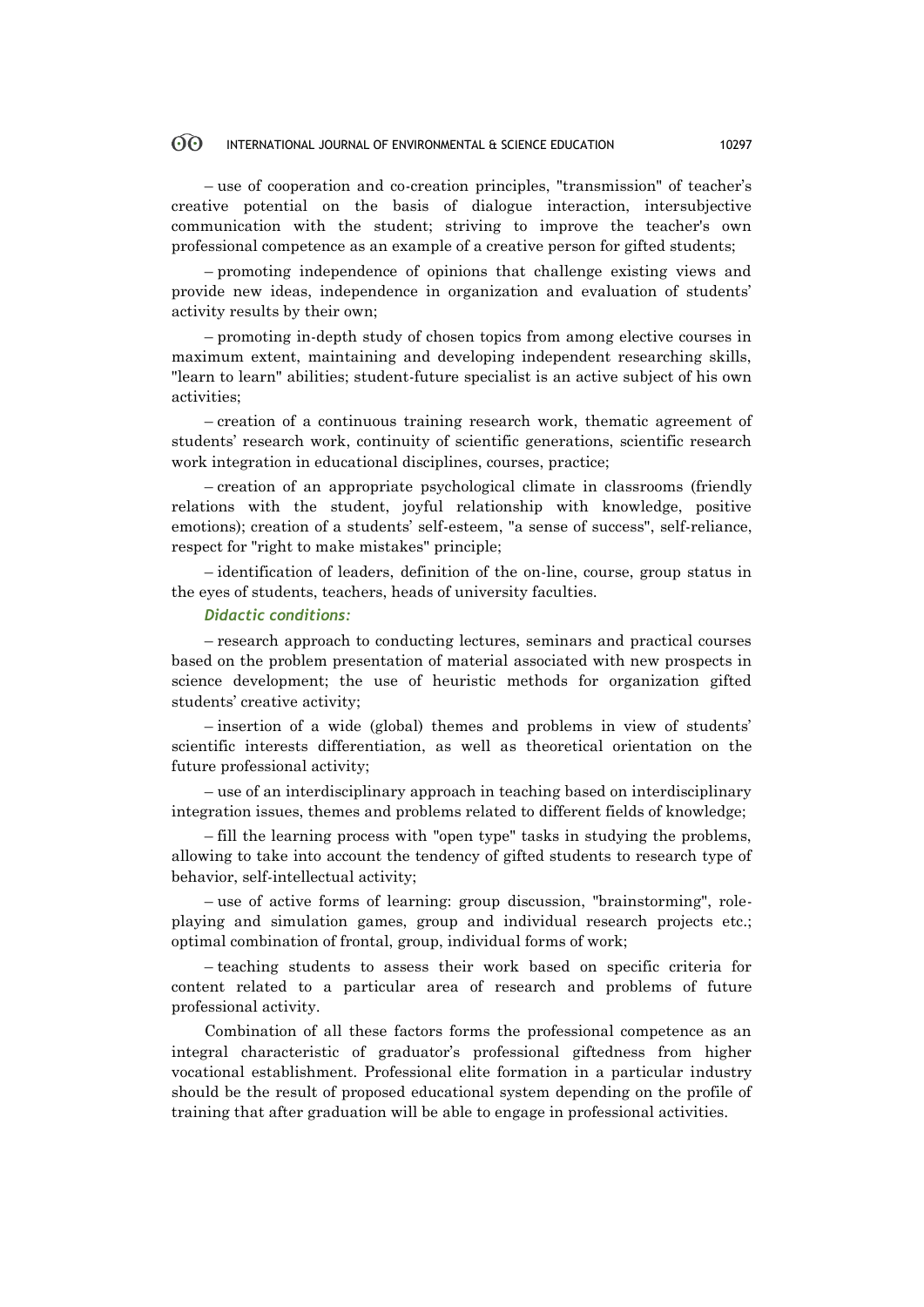– use of cooperation and co-creation principles, "transmission" of teacher's creative potential on the basis of dialogue interaction, intersubjective communication with the student; striving to improve the teacher's own professional competence as an example of a creative person for gifted students;

– promoting independence of opinions that challenge existing views and provide new ideas, independence in organization and evaluation of students' activity results by their own;

– promoting in-depth study of chosen topics from among elective courses in maximum extent, maintaining and developing independent researching skills, "learn to learn" abilities; student-future specialist is an active subject of his own activities;

– creation of a continuous training research work, thematic agreement of students' research work, continuity of scientific generations, scientific research work integration in educational disciplines, courses, practice;

– creation of an appropriate psychological climate in classrooms (friendly relations with the student, joyful relationship with knowledge, positive emotions); creation of a students' self-esteem, "a sense of success", self-reliance, respect for "right to make mistakes" principle;

– identification of leaders, definition of the on-line, course, group status in the eyes of students, teachers, heads of university faculties.

***Didactic conditions:***

– research approach to conducting lectures, seminars and practical courses based on the problem presentation of material associated with new prospects in science development; the use of heuristic methods for organization gifted students' creative activity;

– insertion of a wide (global) themes and problems in view of students' scientific interests differentiation, as well as theoretical orientation on the future professional activity;

– use of an interdisciplinary approach in teaching based on interdisciplinary integration issues, themes and problems related to different fields of knowledge;

– fill the learning process with "open type" tasks in studying the problems, allowing to take into account the tendency of gifted students to research type of behavior, self-intellectual activity;

– use of active forms of learning: group discussion, "brainstorming", role-playing and simulation games, group and individual research projects etc.; optimal combination of frontal, group, individual forms of work;

– teaching students to assess their work based on specific criteria for content related to a particular area of research and problems of future professional activity.

Combination of all these factors forms the professional competence as an integral characteristic of graduator's professional giftedness from higher vocational establishment. Professional elite formation in a particular industry should be the result of proposed educational system depending on the profile of training that after graduation will be able to engage in professional activities.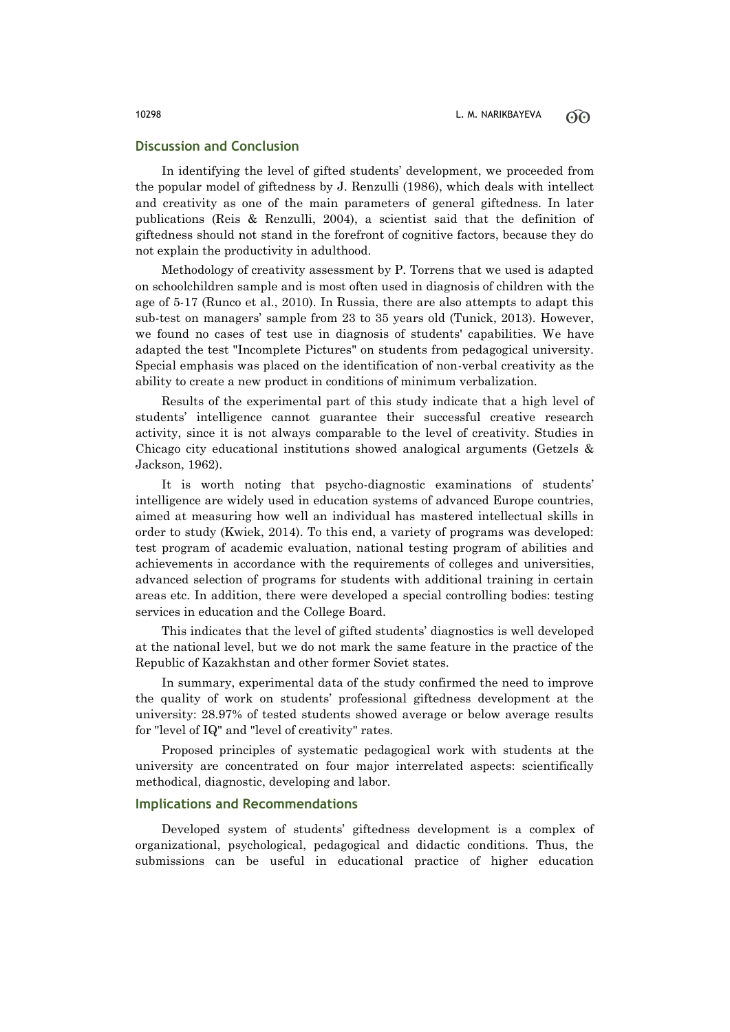## Discussion and Conclusion

In identifying the level of gifted students' development, we proceeded from the popular model of giftedness by J. Renzulli (1986), which deals with intellect and creativity as one of the main parameters of general giftedness. In later publications (Reis & Renzulli, 2004), a scientist said that the definition of giftedness should not stand in the forefront of cognitive factors, because they do not explain the productivity in adulthood.

Methodology of creativity assessment by P. Torrens that we used is adapted on schoolchildren sample and is most often used in diagnosis of children with the age of 5-17 (Runco et al., 2010). In Russia, there are also attempts to adapt this sub-test on managers' sample from 23 to 35 years old (Tunick, 2013). However, we found no cases of test use in diagnosis of students' capabilities. We have adapted the test "Incomplete Pictures" on students from pedagogical university. Special emphasis was placed on the identification of non-verbal creativity as the ability to create a new product in conditions of minimum verbalization.

Results of the experimental part of this study indicate that a high level of students' intelligence cannot guarantee their successful creative research activity, since it is not always comparable to the level of creativity. Studies in Chicago city educational institutions showed analogical arguments (Getzels & Jackson, 1962).

It is worth noting that psycho-diagnostic examinations of students' intelligence are widely used in education systems of advanced Europe countries, aimed at measuring how well an individual has mastered intellectual skills in order to study (Kwiek, 2014). To this end, a variety of programs was developed: test program of academic evaluation, national testing program of abilities and achievements in accordance with the requirements of colleges and universities, advanced selection of programs for students with additional training in certain areas etc. In addition, there were developed a special controlling bodies: testing services in education and the College Board.

This indicates that the level of gifted students' diagnostics is well developed at the national level, but we do not mark the same feature in the practice of the Republic of Kazakhstan and other former Soviet states.

In summary, experimental data of the study confirmed the need to improve the quality of work on students' professional giftedness development at the university: 28.97% of tested students showed average or below average results for "level of IQ" and "level of creativity" rates.

Proposed principles of systematic pedagogical work with students at the university are concentrated on four major interrelated aspects: scientifically methodical, diagnostic, developing and labor.

## Implications and Recommendations

Developed system of students' giftedness development is a complex of organizational, psychological, pedagogical and didactic conditions. Thus, the submissions can be useful in educational practice of higher education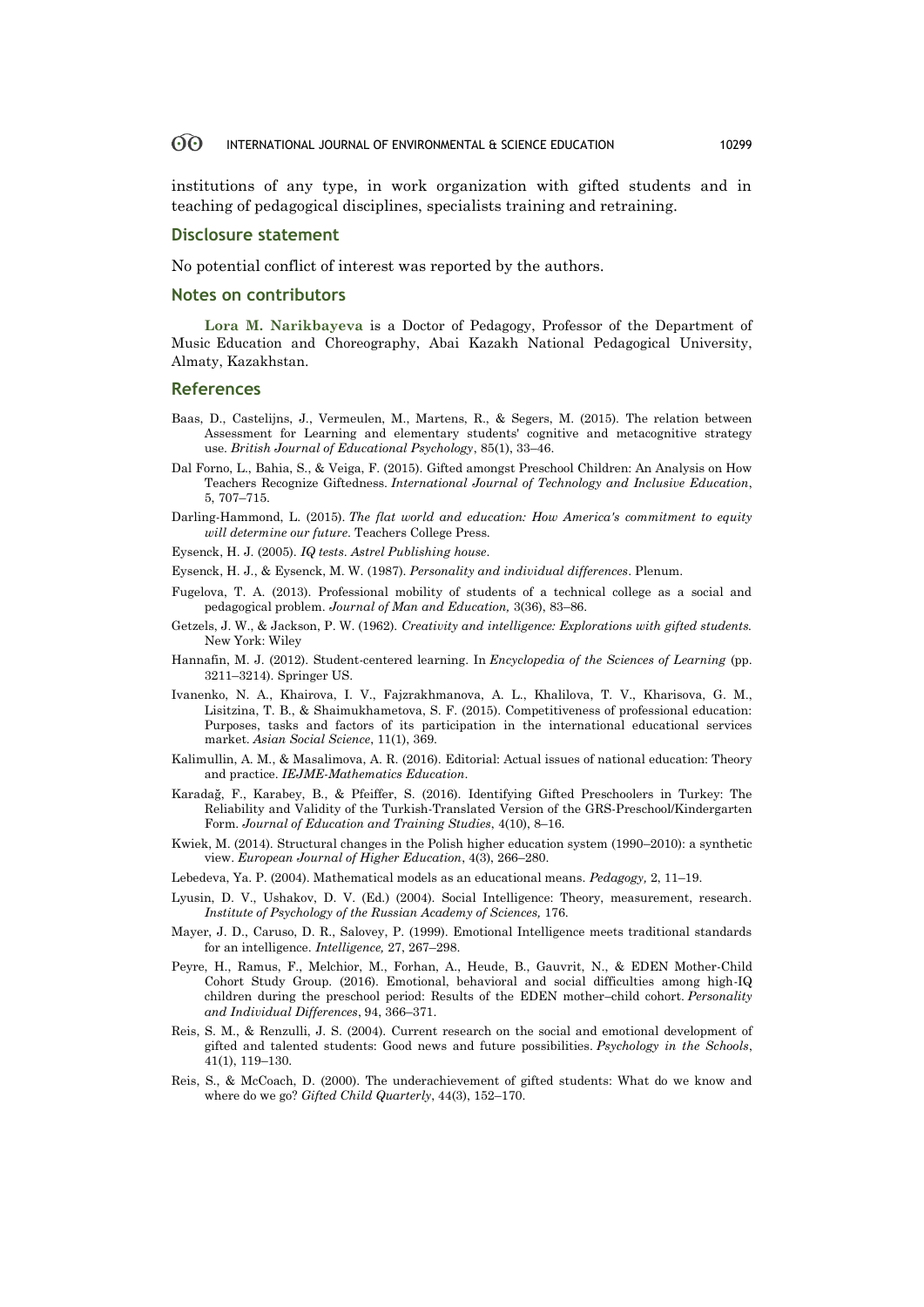institutions of any type, in work organization with gifted students and in teaching of pedagogical disciplines, specialists training and retraining.

## Disclosure statement

No potential conflict of interest was reported by the authors.

## Notes on contributors

**Lora M. Narikbayeva** is a Doctor of Pedagogy, Professor of the Department of Music Education and Choreography, Abai Kazakh National Pedagogical University, Almaty, Kazakhstan.

## References

Baas, D., Castelijns, J., Vermeulen, M., Martens, R., & Segers, M. (2015). The relation between Assessment for Learning and elementary students' cognitive and metacognitive strategy use. *British Journal of Educational Psychology*, 85(1), 33–46.

Dal Forno, L., Bahia, S., & Veiga, F. (2015). Gifted amongst Preschool Children: An Analysis on How Teachers Recognize Giftedness. *International Journal of Technology and Inclusive Education*, 5, 707–715.

Darling-Hammond, L. (2015). *The flat world and education: How America's commitment to equity will determine our future*. Teachers College Press.

Eysenck, H. J. (2005). *IQ tests. Astrel Publishing house*.

Eysenck, H. J., & Eysenck, M. W. (1987). *Personality and individual differences*. Plenum.

Fugelova, T. A. (2013). Professional mobility of students of a technical college as a social and pedagogical problem. *Journal of Man and Education,* 3(36), 83–86.

Getzels, J. W., & Jackson, P. W. (1962). *Creativity and intelligence: Explorations with gifted students.* New York: Wiley

Hannafin, M. J. (2012). Student-centered learning. In *Encyclopedia of the Sciences of Learning* (pp. 3211–3214). Springer US.

Ivanenko, N. A., Khairova, I. V., Fajzrakhmanova, A. L., Khalilova, T. V., Kharisova, G. M., Lisitzina, T. B., & Shaimukhametova, S. F. (2015). Competitiveness of professional education: Purposes, tasks and factors of its participation in the international educational services market. *Asian Social Science*, 11(1), 369.

Kalimullin, A. M., & Masalimova, A. R. (2016). Editorial: Actual issues of national education: Theory and practice. *IEJME-Mathematics Education*.

Karadağ, F., Karabey, B., & Pfeiffer, S. (2016). Identifying Gifted Preschoolers in Turkey: The Reliability and Validity of the Turkish-Translated Version of the GRS-Preschool/Kindergarten Form. *Journal of Education and Training Studies*, 4(10), 8–16.

Kwiek, M. (2014). Structural changes in the Polish higher education system (1990–2010): a synthetic view. *European Journal of Higher Education*, 4(3), 266–280.

Lebedeva, Ya. P. (2004). Mathematical models as an educational means. *Pedagogy,* 2, 11–19.

Lyusin, D. V., Ushakov, D. V. (Ed.) (2004). Social Intelligence: Theory, measurement, research. *Institute of Psychology of the Russian Academy of Sciences,* 176.

Mayer, J. D., Caruso, D. R., Salovey, P. (1999). Emotional Intelligence meets traditional standards for an intelligence. *Intelligence,* 27, 267–298.

Peyre, H., Ramus, F., Melchior, M., Forhan, A., Heude, B., Gauvrit, N., & EDEN Mother-Child Cohort Study Group. (2016). Emotional, behavioral and social difficulties among high-IQ children during the preschool period: Results of the EDEN mother–child cohort. *Personality and Individual Differences*, 94, 366–371.

Reis, S. M., & Renzulli, J. S. (2004). Current research on the social and emotional development of gifted and talented students: Good news and future possibilities. *Psychology in the Schools*, 41(1), 119–130.

Reis, S., & McCoach, D. (2000). The underachievement of gifted students: What do we know and where do we go? *Gifted Child Quarterly*, 44(3), 152–170.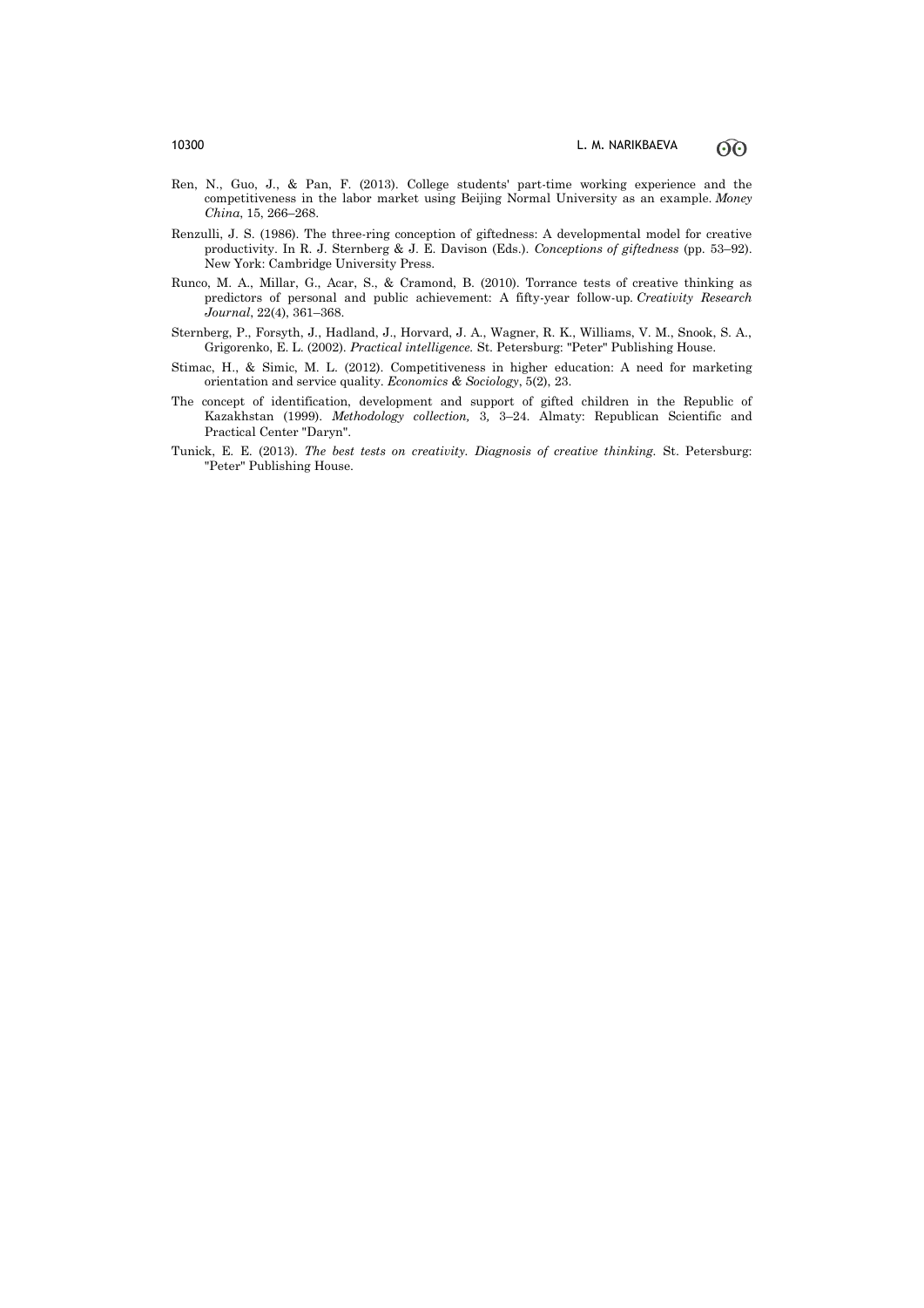Ren, N., Guo, J., & Pan, F. (2013). College students' part-time working experience and the competitiveness in the labor market using Beijing Normal University as an example. *Money China*, 15, 266–268.

Renzulli, J. S. (1986). The three-ring conception of giftedness: A developmental model for creative productivity. In R. J. Sternberg & J. E. Davison (Eds.). *Conceptions of giftedness* (pp. 53–92). New York: Cambridge University Press.

Runco, M. A., Millar, G., Acar, S., & Cramond, B. (2010). Torrance tests of creative thinking as predictors of personal and public achievement: A fifty-year follow-up. *Creativity Research Journal*, 22(4), 361–368.

Sternberg, P., Forsyth, J., Hadland, J., Horvard, J. A., Wagner, R. K., Williams, V. M., Snook, S. A., Grigorenko, E. L. (2002). *Practical intelligence.* St. Petersburg: "Peter" Publishing House.

Stimac, H., & Simic, M. L. (2012). Competitiveness in higher education: A need for marketing orientation and service quality. *Economics & Sociology*, 5(2), 23.

The concept of identification, development and support of gifted children in the Republic of Kazakhstan (1999). *Methodology collection,* 3, 3–24. Almaty: Republican Scientific and Practical Center "Daryn".

Tunick, E. E. (2013). *The best tests on creativity. Diagnosis of creative thinking.* St. Petersburg: "Peter" Publishing House.